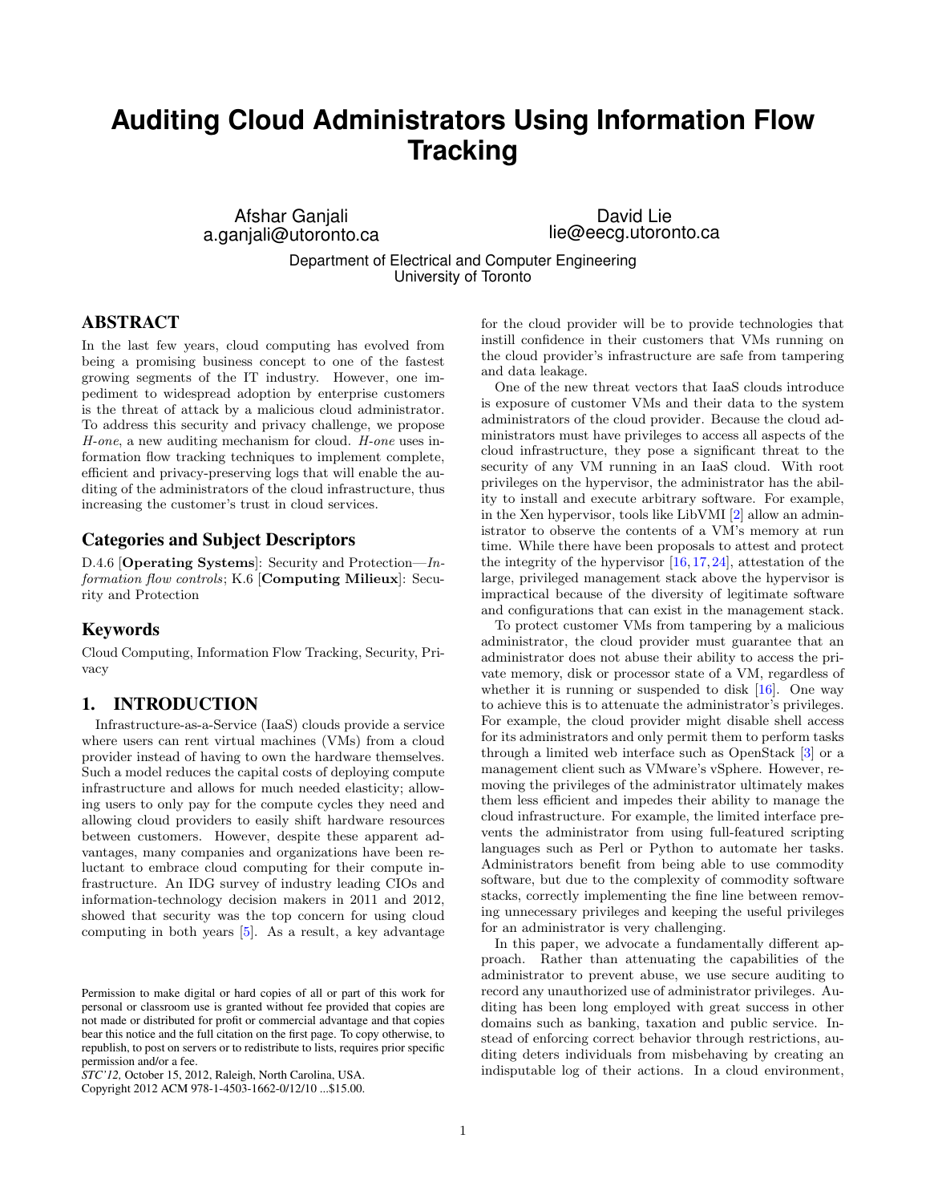# Auditing Cloud Administrators Using Information Flow Tracking

Afshar Ganjali
a.ganjali@utoronto.ca

David Lie
lie@eecg.utoronto.ca

Department of Electrical and Computer Engineering
University of Toronto

## ABSTRACT

In the last few years, cloud computing has evolved from being a promising business concept to one of the fastest growing segments of the IT industry. However, one impediment to widespread adoption by enterprise customers is the threat of attack by a malicious cloud administrator. To address this security and privacy challenge, we propose *H-one*, a new auditing mechanism for cloud. *H-one* uses information flow tracking techniques to implement complete, efficient and privacy-preserving logs that will enable the auditing of the administrators of the cloud infrastructure, thus increasing the customer's trust in cloud services.

### Categories and Subject Descriptors

D.4.6 [**Operating Systems**]: Security and Protection—*Information flow controls*; K.6 [**Computing Milieux**]: Security and Protection

### Keywords

Cloud Computing, Information Flow Tracking, Security, Privacy

## 1. INTRODUCTION

Infrastructure-as-a-Service (IaaS) clouds provide a service where users can rent virtual machines (VMs) from a cloud provider instead of having to own the hardware themselves. Such a model reduces the capital costs of deploying compute infrastructure and allows for much needed elasticity; allowing users to only pay for the compute cycles they need and allowing cloud providers to easily shift hardware resources between customers. However, despite these apparent advantages, many companies and organizations have been reluctant to embrace cloud computing for their compute infrastructure. An IDG survey of industry leading CIOs and information-technology decision makers in 2011 and 2012, showed that security was the top concern for using cloud computing in both years [5]. As a result, a key advantage for the cloud provider will be to provide technologies that instill confidence in their customers that VMs running on the cloud provider's infrastructure are safe from tampering and data leakage.

One of the new threat vectors that IaaS clouds introduce is exposure of customer VMs and their data to the system administrators of the cloud provider. Because the cloud administrators must have privileges to access all aspects of the cloud infrastructure, they pose a significant threat to the security of any VM running in an IaaS cloud. With root privileges on the hypervisor, the administrator has the ability to install and execute arbitrary software. For example, in the Xen hypervisor, tools like LibVMI [2] allow an administrator to observe the contents of a VM's memory at run time. While there have been proposals to attest and protect the integrity of the hypervisor [16,17,24], attestation of the large, privileged management stack above the hypervisor is impractical because of the diversity of legitimate software and configurations that can exist in the management stack.

To protect customer VMs from tampering by a malicious administrator, the cloud provider must guarantee that an administrator does not abuse their ability to access the private memory, disk or processor state of a VM, regardless of whether it is running or suspended to disk [16]. One way to achieve this is to attenuate the administrator's privileges. For example, the cloud provider might disable shell access for its administrators and only permit them to perform tasks through a limited web interface such as OpenStack [3] or a management client such as VMware's vSphere. However, removing the privileges of the administrator ultimately makes them less efficient and impedes their ability to manage the cloud infrastructure. For example, the limited interface prevents the administrator from using full-featured scripting languages such as Perl or Python to automate her tasks. Administrators benefit from being able to use commodity software, but due to the complexity of commodity software stacks, correctly implementing the fine line between removing unnecessary privileges and keeping the useful privileges for an administrator is very challenging.

In this paper, we advocate a fundamentally different approach. Rather than attenuating the capabilities of the administrator to prevent abuse, we use secure auditing to record any unauthorized use of administrator privileges. Auditing has been long employed with great success in other domains such as banking, taxation and public service. Instead of enforcing correct behavior through restrictions, auditing deters individuals from misbehaving by creating an indisputable log of their actions. In a cloud environment,

Permission to make digital or hard copies of all or part of this work for personal or classroom use is granted without fee provided that copies are not made or distributed for profit or commercial advantage and that copies bear this notice and the full citation on the first page. To copy otherwise, to republish, to post on servers or to redistribute to lists, requires prior specific permission and/or a fee.
*STC'12,* October 15, 2012, Raleigh, North Carolina, USA.
Copyright 2012 ACM 978-1-4503-1662-0/12/10 ...$15.00.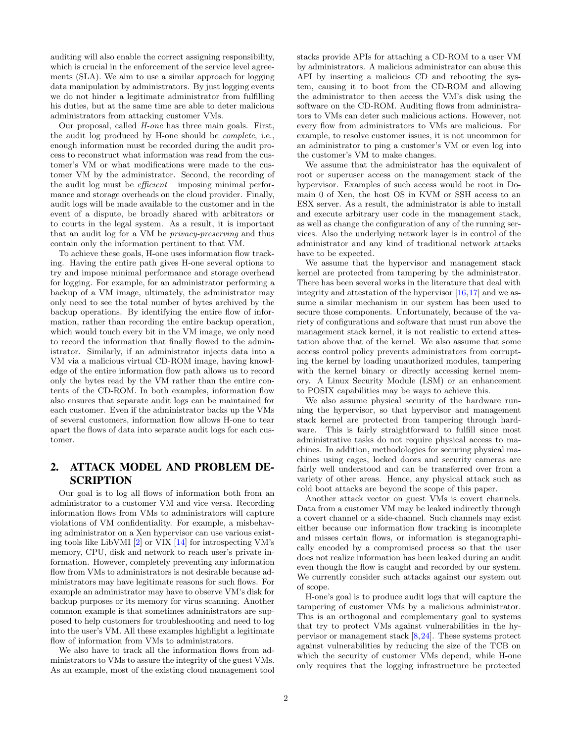auditing will also enable the correct assigning responsibility, which is crucial in the enforcement of the service level agreements (SLA). We aim to use a similar approach for logging data manipulation by administrators. By just logging events we do not hinder a legitimate administrator from fulfilling his duties, but at the same time are able to deter malicious administrators from attacking customer VMs.

Our proposal, called *H-one* has three main goals. First, the audit log produced by H-one should be *complete*, i.e., enough information must be recorded during the audit process to reconstruct what information was read from the customer's VM or what modifications were made to the customer VM by the administrator. Second, the recording of the audit log must be *efficient* – imposing minimal performance and storage overheads on the cloud provider. Finally, audit logs will be made available to the customer and in the event of a dispute, be broadly shared with arbitrators or to courts in the legal system. As a result, it is important that an audit log for a VM be *privacy-preserving* and thus contain only the information pertinent to that VM.

To achieve these goals, H-one uses information flow tracking. Having the entire path gives H-one several options to try and impose minimal performance and storage overhead for logging. For example, for an administrator performing a backup of a VM image, ultimately, the administrator may only need to see the total number of bytes archived by the backup operations. By identifying the entire flow of information, rather than recording the entire backup operation, which would touch every bit in the VM image, we only need to record the information that finally flowed to the administrator. Similarly, if an administrator injects data into a VM via a malicious virtual CD-ROM image, having knowledge of the entire information flow path allows us to record only the bytes read by the VM rather than the entire contents of the CD-ROM. In both examples, information flow also ensures that separate audit logs can be maintained for each customer. Even if the administrator backs up the VMs of several customers, information flow allows H-one to tear apart the flows of data into separate audit logs for each customer.

## 2. ATTACK MODEL AND PROBLEM DESCRIPTION

Our goal is to log all flows of information both from an administrator to a customer VM and vice versa. Recording information flows from VMs to administrators will capture violations of VM confidentiality. For example, a misbehaving administrator on a Xen hypervisor can use various existing tools like LibVMI [2] or VIX [14] for introspecting VM's memory, CPU, disk and network to reach user's private information. However, completely preventing any information flow from VMs to administrators is not desirable because administrators may have legitimate reasons for such flows. For example an administrator may have to observe VM's disk for backup purposes or its memory for virus scanning. Another common example is that sometimes administrators are supposed to help customers for troubleshooting and need to log into the user's VM. All these examples highlight a legitimate flow of information from VMs to administrators.

We also have to track all the information flows from administrators to VMs to assure the integrity of the guest VMs. As an example, most of the existing cloud management tool stacks provide APIs for attaching a CD-ROM to a user VM by administrators. A malicious administrator can abuse this API by inserting a malicious CD and rebooting the system, causing it to boot from the CD-ROM and allowing the administrator to then access the VM's disk using the software on the CD-ROM. Auditing flows from administrators to VMs can deter such malicious actions. However, not every flow from administrators to VMs are malicious. For example, to resolve customer issues, it is not uncommon for an administrator to ping a customer's VM or even log into the customer's VM to make changes.

We assume that the administrator has the equivalent of root or superuser access on the management stack of the hypervisor. Examples of such access would be root in Domain 0 of Xen, the host OS in KVM or SSH access to an ESX server. As a result, the administrator is able to install and execute arbitrary user code in the management stack, as well as change the configuration of any of the running services. Also the underlying network layer is in control of the administrator and any kind of traditional network attacks have to be expected.

We assume that the hypervisor and management stack kernel are protected from tampering by the administrator. There has been several works in the literature that deal with integrity and attestation of the hypervisor [16,17] and we assume a similar mechanism in our system has been used to secure those components. Unfortunately, because of the variety of configurations and software that must run above the management stack kernel, it is not realistic to extend attestation above that of the kernel. We also assume that some access control policy prevents administrators from corrupting the kernel by loading unauthorized modules, tampering with the kernel binary or directly accessing kernel memory. A Linux Security Module (LSM) or an enhancement to POSIX capabilities may be ways to achieve this.

We also assume physical security of the hardware running the hypervisor, so that hypervisor and management stack kernel are protected from tampering through hardware. This is fairly straightforward to fulfill since most administrative tasks do not require physical access to machines. In addition, methodologies for securing physical machines using cages, locked doors and security cameras are fairly well understood and can be transferred over from a variety of other areas. Hence, any physical attack such as cold boot attacks are beyond the scope of this paper.

Another attack vector on guest VMs is covert channels. Data from a customer VM may be leaked indirectly through a covert channel or a side-channel. Such channels may exist either because our information flow tracking is incomplete and misses certain flows, or information is steganographically encoded by a compromised process so that the user does not realize information has been leaked during an audit even though the flow is caught and recorded by our system. We currently consider such attacks against our system out of scope.

H-one's goal is to produce audit logs that will capture the tampering of customer VMs by a malicious administrator. This is an orthogonal and complementary goal to systems that try to protect VMs against vulnerabilities in the hypervisor or management stack [8,24]. These systems protect against vulnerabilities by reducing the size of the TCB on which the security of customer VMs depend, while H-one only requires that the logging infrastructure be protected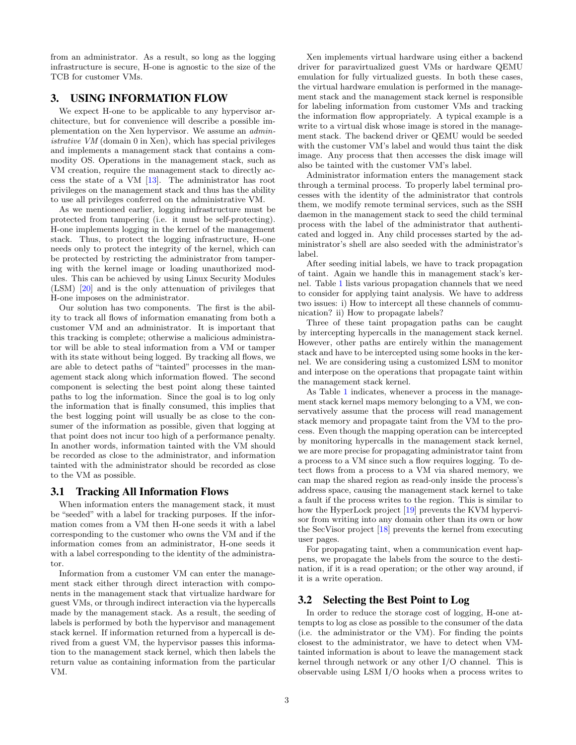from an administrator. As a result, so long as the logging infrastructure is secure, H-one is agnostic to the size of the TCB for customer VMs.

## 3. USING INFORMATION FLOW

We expect H-one to be applicable to any hypervisor architecture, but for convenience will describe a possible implementation on the Xen hypervisor. We assume an *administrative VM* (domain 0 in Xen), which has special privileges and implements a management stack that contains a commodity OS. Operations in the management stack, such as VM creation, require the management stack to directly access the state of a VM [13]. The administrator has root privileges on the management stack and thus has the ability to use all privileges conferred on the administrative VM.

As we mentioned earlier, logging infrastructure must be protected from tampering (i.e. it must be self-protecting). H-one implements logging in the kernel of the management stack. Thus, to protect the logging infrastructure, H-one needs only to protect the integrity of the kernel, which can be protected by restricting the administrator from tampering with the kernel image or loading unauthorized modules. This can be achieved by using Linux Security Modules (LSM) [20] and is the only attenuation of privileges that H-one imposes on the administrator.

Our solution has two components. The first is the ability to track all flows of information emanating from both a customer VM and an administrator. It is important that this tracking is complete; otherwise a malicious administrator will be able to steal information from a VM or tamper with its state without being logged. By tracking all flows, we are able to detect paths of "tainted" processes in the management stack along which information flowed. The second component is selecting the best point along these tainted paths to log the information. Since the goal is to log only the information that is finally consumed, this implies that the best logging point will usually be as close to the consumer of the information as possible, given that logging at that point does not incur too high of a performance penalty. In another words, information tainted with the VM should be recorded as close to the administrator, and information tainted with the administrator should be recorded as close to the VM as possible.

### 3.1 Tracking All Information Flows

When information enters the management stack, it must be "seeded" with a label for tracking purposes. If the information comes from a VM then H-one seeds it with a label corresponding to the customer who owns the VM and if the information comes from an administrator, H-one seeds it with a label corresponding to the identity of the administrator.

Information from a customer VM can enter the management stack either through direct interaction with components in the management stack that virtualize hardware for guest VMs, or through indirect interaction via the hypercalls made by the management stack. As a result, the seeding of labels is performed by both the hypervisor and management stack kernel. If information returned from a hypercall is derived from a guest VM, the hypervisor passes this information to the management stack kernel, which then labels the return value as containing information from the particular VM.

Xen implements virtual hardware using either a backend driver for paravirtualized guest VMs or hardware QEMU emulation for fully virtualized guests. In both these cases, the virtual hardware emulation is performed in the management stack and the management stack kernel is responsible for labeling information from customer VMs and tracking the information flow appropriately. A typical example is a write to a virtual disk whose image is stored in the management stack. The backend driver or QEMU would be seeded with the customer VM's label and would thus taint the disk image. Any process that then accesses the disk image will also be tainted with the customer VM's label.

Administrator information enters the management stack through a terminal process. To properly label terminal processes with the identity of the administrator that controls them, we modify remote terminal services, such as the SSH daemon in the management stack to seed the child terminal process with the label of the administrator that authenticated and logged in. Any child processes started by the administrator's shell are also seeded with the administrator's label.

After seeding initial labels, we have to track propagation of taint. Again we handle this in management stack's kernel. Table 1 lists various propagation channels that we need to consider for applying taint analysis. We have to address two issues: i) How to intercept all these channels of communication? ii) How to propagate labels?

Three of these taint propagation paths can be caught by intercepting hypercalls in the management stack kernel. However, other paths are entirely within the management stack and have to be intercepted using some hooks in the kernel. We are considering using a customized LSM to monitor and interpose on the operations that propagate taint within the management stack kernel.

As Table 1 indicates, whenever a process in the management stack kernel maps memory belonging to a VM, we conservatively assume that the process will read management stack memory and propagate taint from the VM to the process. Even though the mapping operation can be intercepted by monitoring hypercalls in the management stack kernel, we are more precise for propagating administrator taint from a process to a VM since such a flow requires logging. To detect flows from a process to a VM via shared memory, we can map the shared region as read-only inside the process's address space, causing the management stack kernel to take a fault if the process writes to the region. This is similar to how the HyperLock project [19] prevents the KVM hypervisor from writing into any domain other than its own or how the SecVisor project [18] prevents the kernel from executing user pages.

For propagating taint, when a communication event happens, we propagate the labels from the source to the destination, if it is a read operation; or the other way around, if it is a write operation.

### 3.2 Selecting the Best Point to Log

In order to reduce the storage cost of logging, H-one attempts to log as close as possible to the consumer of the data (i.e. the administrator or the VM). For finding the points closest to the administrator, we have to detect when VM-tainted information is about to leave the management stack kernel through network or any other I/O channel. This is observable using LSM I/O hooks when a process writes to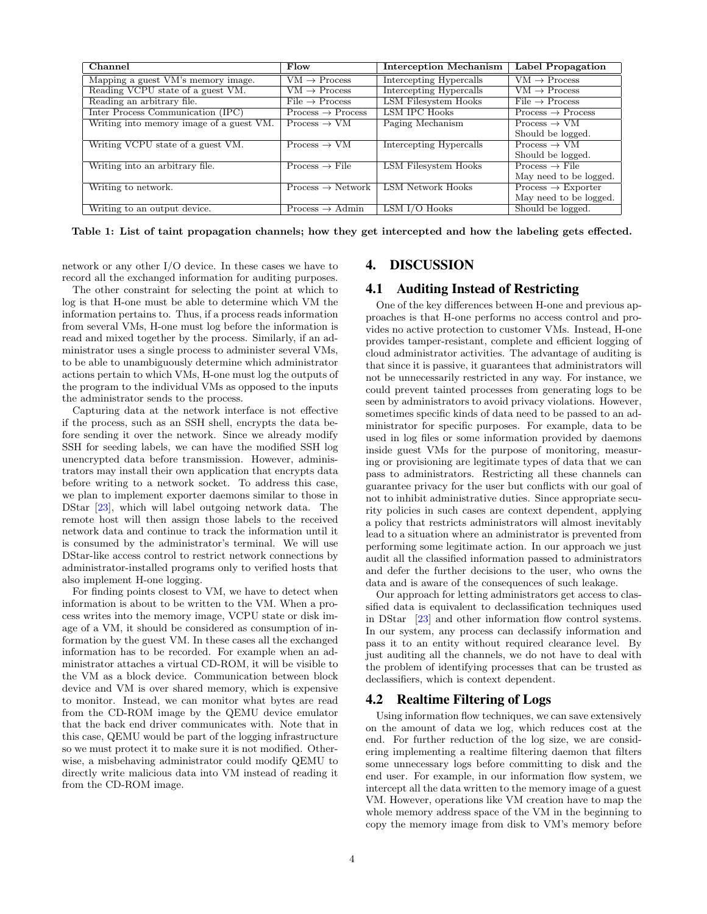| Channel | Flow | Interception Mechanism | Label Propagation |
|---|---|---|---|
| Mapping a guest VM's memory image. | VM → Process | Intercepting Hypercalls | VM → Process |
| Reading VCPU state of a guest VM. | VM → Process | Intercepting Hypercalls | VM → Process |
| Reading an arbitrary file. | File → Process | LSM Filesystem Hooks | File → Process |
| Inter Process Communication (IPC) | Process → Process | LSM IPC Hooks | Process → Process |
| Writing into memory image of a guest VM. | Process → VM | Paging Mechanism | Process → VM Should be logged. |
| Writing VCPU state of a guest VM. | Process → VM | Intercepting Hypercalls | Process → VM Should be logged. |
| Writing into an arbitrary file. | Process → File | LSM Filesystem Hooks | Process → File May need to be logged. |
| Writing to network. | Process → Network | LSM Network Hooks | Process → Exporter May need to be logged. |
| Writing to an output device. | Process → Admin | LSM I/O Hooks | Should be logged. |

**Table 1: List of taint propagation channels; how they get intercepted and how the labeling gets effected.**

network or any other I/O device. In these cases we have to record all the exchanged information for auditing purposes.

The other constraint for selecting the point at which to log is that H-one must be able to determine which VM the information pertains to. Thus, if a process reads information from several VMs, H-one must log before the information is read and mixed together by the process. Similarly, if an administrator uses a single process to administer several VMs, to be able to unambiguously determine which administrator actions pertain to which VMs, H-one must log the outputs of the program to the individual VMs as opposed to the inputs the administrator sends to the process.

Capturing data at the network interface is not effective if the process, such as an SSH shell, encrypts the data before sending it over the network. Since we already modify SSH for seeding labels, we can have the modified SSH log unencrypted data before transmission. However, administrators may install their own application that encrypts data before writing to a network socket. To address this case, we plan to implement exporter daemons similar to those in DStar [23], which will label outgoing network data. The remote host will then assign those labels to the received network data and continue to track the information until it is consumed by the administrator's terminal. We will use DStar-like access control to restrict network connections by administrator-installed programs only to verified hosts that also implement H-one logging.

For finding points closest to VM, we have to detect when information is about to be written to the VM. When a process writes into the memory image, VCPU state or disk image of a VM, it should be considered as consumption of information by the guest VM. In these cases all the exchanged information has to be recorded. For example when an administrator attaches a virtual CD-ROM, it will be visible to the VM as a block device. Communication between block device and VM is over shared memory, which is expensive to monitor. Instead, we can monitor what bytes are read from the CD-ROM image by the QEMU device emulator that the back end driver communicates with. Note that in this case, QEMU would be part of the logging infrastructure so we must protect it to make sure it is not modified. Otherwise, a misbehaving administrator could modify QEMU to directly write malicious data into VM instead of reading it from the CD-ROM image.

# 4. DISCUSSION

## 4.1 Auditing Instead of Restricting

One of the key differences between H-one and previous approaches is that H-one performs no access control and provides no active protection to customer VMs. Instead, H-one provides tamper-resistant, complete and efficient logging of cloud administrator activities. The advantage of auditing is that since it is passive, it guarantees that administrators will not be unnecessarily restricted in any way. For instance, we could prevent tainted processes from generating logs to be seen by administrators to avoid privacy violations. However, sometimes specific kinds of data need to be passed to an administrator for specific purposes. For example, data to be used in log files or some information provided by daemons inside guest VMs for the purpose of monitoring, measuring or provisioning are legitimate types of data that we can pass to administrators. Restricting all these channels can guarantee privacy for the user but conflicts with our goal of not to inhibit administrative duties. Since appropriate security policies in such cases are context dependent, applying a policy that restricts administrators will almost inevitably lead to a situation where an administrator is prevented from performing some legitimate action. In our approach we just audit all the classified information passed to administrators and defer the further decisions to the user, who owns the data and is aware of the consequences of such leakage.

Our approach for letting administrators get access to classified data is equivalent to declassification techniques used in DStar [23] and other information flow control systems. In our system, any process can declassify information and pass it to an entity without required clearance level. By just auditing all the channels, we do not have to deal with the problem of identifying processes that can be trusted as declassifiers, which is context dependent.

## 4.2 Realtime Filtering of Logs

Using information flow techniques, we can save extensively on the amount of data we log, which reduces cost at the end. For further reduction of the log size, we are considering implementing a realtime filtering daemon that filters some unnecessary logs before committing to disk and the end user. For example, in our information flow system, we intercept all the data written to the memory image of a guest VM. However, operations like VM creation have to map the whole memory address space of the VM in the beginning to copy the memory image from disk to VM's memory before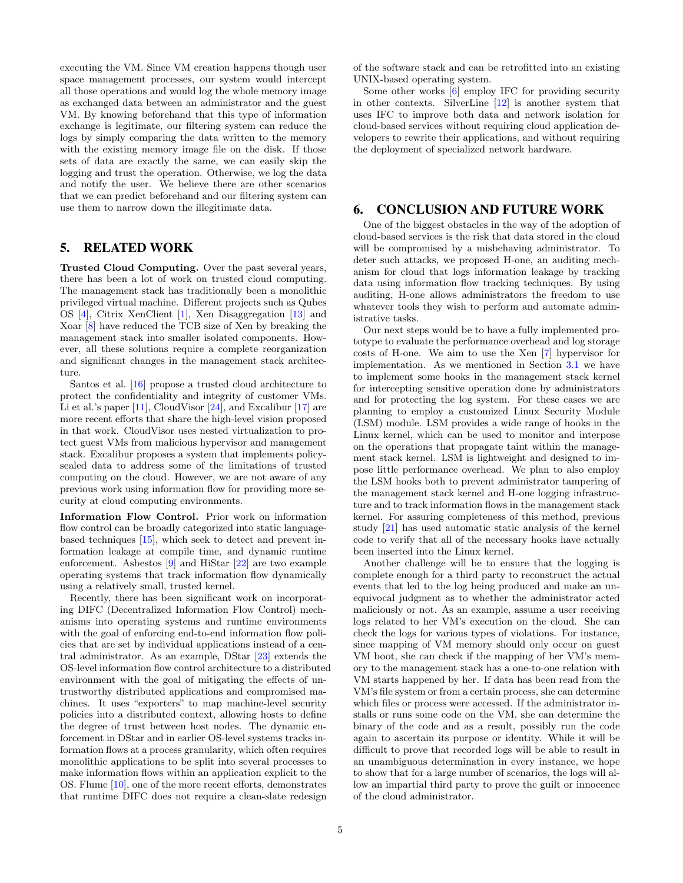executing the VM. Since VM creation happens though user space management processes, our system would intercept all those operations and would log the whole memory image as exchanged data between an administrator and the guest VM. By knowing beforehand that this type of information exchange is legitimate, our filtering system can reduce the logs by simply comparing the data written to the memory with the existing memory image file on the disk. If those sets of data are exactly the same, we can easily skip the logging and trust the operation. Otherwise, we log the data and notify the user. We believe there are other scenarios that we can predict beforehand and our filtering system can use them to narrow down the illegitimate data.

## 5. RELATED WORK

**Trusted Cloud Computing.** Over the past several years, there has been a lot of work on trusted cloud computing. The management stack has traditionally been a monolithic privileged virtual machine. Different projects such as Qubes OS [4], Citrix XenClient [1], Xen Disaggregation [13] and Xoar [8] have reduced the TCB size of Xen by breaking the management stack into smaller isolated components. However, all these solutions require a complete reorganization and significant changes in the management stack architecture.

Santos et al. [16] propose a trusted cloud architecture to protect the confidentiality and integrity of customer VMs. Li et al.'s paper [11], CloudVisor [24], and Excalibur [17] are more recent efforts that share the high-level vision proposed in that work. CloudVisor uses nested virtualization to protect guest VMs from malicious hypervisor and management stack. Excalibur proposes a system that implements policy-sealed data to address some of the limitations of trusted computing on the cloud. However, we are not aware of any previous work using information flow for providing more security at cloud computing environments.

**Information Flow Control.** Prior work on information flow control can be broadly categorized into static language-based techniques [15], which seek to detect and prevent information leakage at compile time, and dynamic runtime enforcement. Asbestos [9] and HiStar [22] are two example operating systems that track information flow dynamically using a relatively small, trusted kernel.

Recently, there has been significant work on incorporating DIFC (Decentralized Information Flow Control) mechanisms into operating systems and runtime environments with the goal of enforcing end-to-end information flow policies that are set by individual applications instead of a central administrator. As an example, DStar [23] extends the OS-level information flow control architecture to a distributed environment with the goal of mitigating the effects of untrustworthy distributed applications and compromised machines. It uses "exporters" to map machine-level security policies into a distributed context, allowing hosts to define the degree of trust between host nodes. The dynamic enforcement in DStar and in earlier OS-level systems tracks information flows at a process granularity, which often requires monolithic applications to be split into several processes to make information flows within an application explicit to the OS. Flume [10], one of the more recent efforts, demonstrates that runtime DIFC does not require a clean-slate redesign of the software stack and can be retrofitted into an existing UNIX-based operating system.

Some other works [6] employ IFC for providing security in other contexts. SilverLine [12] is another system that uses IFC to improve both data and network isolation for cloud-based services without requiring cloud application developers to rewrite their applications, and without requiring the deployment of specialized network hardware.

## 6. CONCLUSION AND FUTURE WORK

One of the biggest obstacles in the way of the adoption of cloud-based services is the risk that data stored in the cloud will be compromised by a misbehaving administrator. To deter such attacks, we proposed H-one, an auditing mechanism for cloud that logs information leakage by tracking data using information flow tracking techniques. By using auditing, H-one allows administrators the freedom to use whatever tools they wish to perform and automate administrative tasks.

Our next steps would be to have a fully implemented prototype to evaluate the performance overhead and log storage costs of H-one. We aim to use the Xen [7] hypervisor for implementation. As we mentioned in Section 3.1 we have to implement some hooks in the management stack kernel for intercepting sensitive operation done by administrators and for protecting the log system. For these cases we are planning to employ a customized Linux Security Module (LSM) module. LSM provides a wide range of hooks in the Linux kernel, which can be used to monitor and interpose on the operations that propagate taint within the management stack kernel. LSM is lightweight and designed to impose little performance overhead. We plan to also employ the LSM hooks both to prevent administrator tampering of the management stack kernel and H-one logging infrastructure and to track information flows in the management stack kernel. For assuring completeness of this method, previous study [21] has used automatic static analysis of the kernel code to verify that all of the necessary hooks have actually been inserted into the Linux kernel.

Another challenge will be to ensure that the logging is complete enough for a third party to reconstruct the actual events that led to the log being produced and make an unequivocal judgment as to whether the administrator acted maliciously or not. As an example, assume a user receiving logs related to her VM's execution on the cloud. She can check the logs for various types of violations. For instance, since mapping of VM memory should only occur on guest VM boot, she can check if the mapping of her VM's memory to the management stack has a one-to-one relation with VM starts happened by her. If data has been read from the VM's file system or from a certain process, she can determine which files or process were accessed. If the administrator installs or runs some code on the VM, she can determine the binary of the code and as a result, possibly run the code again to ascertain its purpose or identity. While it will be difficult to prove that recorded logs will be able to result in an unambiguous determination in every instance, we hope to show that for a large number of scenarios, the logs will allow an impartial third party to prove the guilt or innocence of the cloud administrator.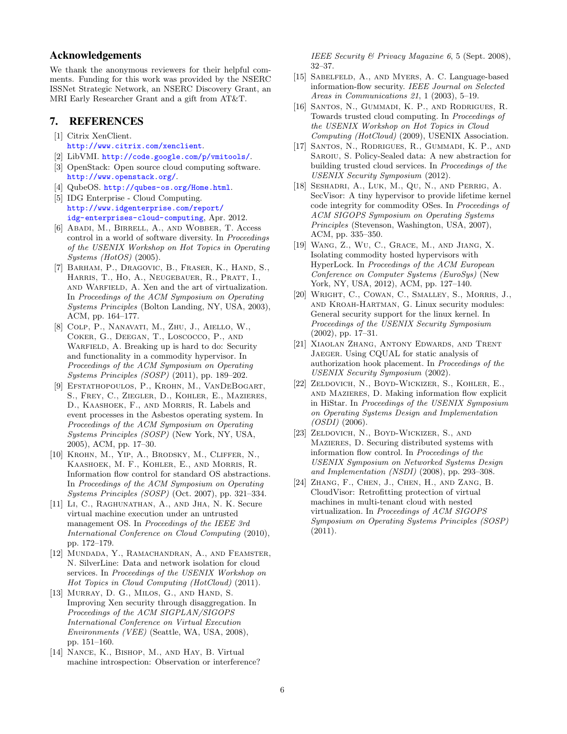## Acknowledgements

We thank the anonymous reviewers for their helpful comments. Funding for this work was provided by the NSERC ISSNet Strategic Network, an NSERC Discovery Grant, an MRI Early Researcher Grant and a gift from AT&T.

## 7. REFERENCES

[1] Citrix XenClient. http://www.citrix.com/xenclient.

[2] LibVMI. http://code.google.com/p/vmitools/.

[3] OpenStack: Open source cloud computing software. http://www.openstack.org/.

[4] QubeOS. http://qubes-os.org/Home.html.

[5] IDG Enterprise - Cloud Computing. http://www.idgenterprise.com/report/idg-enterprises-cloud-computing, Apr. 2012.

[6] Abadi, M., Birrell, A., and Wobber, T. Access control in a world of software diversity. In *Proceedings of the USENIX Workshop on Hot Topics in Operating Systems (HotOS)* (2005).

[7] Barham, P., Dragovic, B., Fraser, K., Hand, S., Harris, T., Ho, A., Neugebauer, R., Pratt, I., and Warfield, A. Xen and the art of virtualization. In *Proceedings of the ACM Symposium on Operating Systems Principles* (Bolton Landing, NY, USA, 2003), ACM, pp. 164–177.

[8] Colp, P., Nanavati, M., Zhu, J., Aiello, W., Coker, G., Deegan, T., Loscocco, P., and Warfield, A. Breaking up is hard to do: Security and functionality in a commodity hypervisor. In *Proceedings of the ACM Symposium on Operating Systems Principles (SOSP)* (2011), pp. 189–202.

[9] Efstathopoulos, P., Krohn, M., VanDeBogart, S., Frey, C., Ziegler, D., Kohler, E., Mazieres, D., Kaashoek, F., and Morris, R. Labels and event processes in the Asbestos operating system. In *Proceedings of the ACM Symposium on Operating Systems Principles (SOSP)* (New York, NY, USA, 2005), ACM, pp. 17–30.

[10] Krohn, M., Yip, A., Brodsky, M., Cliffer, N., Kaashoek, M. F., Kohler, E., and Morris, R. Information flow control for standard OS abstractions. In *Proceedings of the ACM Symposium on Operating Systems Principles (SOSP)* (Oct. 2007), pp. 321–334.

[11] Li, C., Raghunathan, A., and Jha, N. K. Secure virtual machine execution under an untrusted management OS. In *Proceedings of the IEEE 3rd International Conference on Cloud Computing* (2010), pp. 172–179.

[12] Mundada, Y., Ramachandran, A., and Feamster, N. SilverLine: Data and network isolation for cloud services. In *Proceedings of the USENIX Workshop on Hot Topics in Cloud Computing (HotCloud)* (2011).

[13] Murray, D. G., Milos, G., and Hand, S. Improving Xen security through disaggregation. In *Proceedings of the ACM SIGPLAN/SIGOPS International Conference on Virtual Execution Environments (VEE)* (Seattle, WA, USA, 2008), pp. 151–160.

[14] Nance, K., Bishop, M., and Hay, B. Virtual machine introspection: Observation or interference? *IEEE Security & Privacy Magazine 6*, 5 (Sept. 2008), 32–37.

[15] Sabelfeld, A., and Myers, A. C. Language-based information-flow security. *IEEE Journal on Selected Areas in Communications 21*, 1 (2003), 5–19.

[16] Santos, N., Gummadi, K. P., and Rodrigues, R. Towards trusted cloud computing. In *Proceedings of the USENIX Workshop on Hot Topics in Cloud Computing (HotCloud)* (2009), USENIX Association.

[17] Santos, N., Rodrigues, R., Gummadi, K. P., and Saroiu, S. Policy-Sealed data: A new abstraction for building trusted cloud services. In *Proceedings of the USENIX Security Symposium* (2012).

[18] Seshadri, A., Luk, M., Qu, N., and Perrig, A. SecVisor: A tiny hypervisor to provide lifetime kernel code integrity for commodity OSes. In *Proceedings of ACM SIGOPS Symposium on Operating Systems Principles* (Stevenson, Washington, USA, 2007), ACM, pp. 335–350.

[19] Wang, Z., Wu, C., Grace, M., and Jiang, X. Isolating commodity hosted hypervisors with HyperLock. In *Proceedings of the ACM European Conference on Computer Systems (EuroSys)* (New York, NY, USA, 2012), ACM, pp. 127–140.

[20] Wright, C., Cowan, C., Smalley, S., Morris, J., and Kroah-Hartman, G. Linux security modules: General security support for the linux kernel. In *Proceedings of the USENIX Security Symposium* (2002), pp. 17–31.

[21] Xiaolan Zhang, Antony Edwards, and Trent Jaeger. Using CQUAL for static analysis of authorization hook placement. In *Proceedings of the USENIX Security Symposium* (2002).

[22] Zeldovich, N., Boyd-Wickizer, S., Kohler, E., and Mazieres, D. Making information flow explicit in HiStar. In *Proceedings of the USENIX Symposium on Operating Systems Design and Implementation (OSDI)* (2006).

[23] Zeldovich, N., Boyd-Wickizer, S., and Mazieres, D. Securing distributed systems with information flow control. In *Proceedings of the USENIX Symposium on Networked Systems Design and Implementation (NSDI)* (2008), pp. 293–308.

[24] Zhang, F., Chen, J., Chen, H., and Zang, B. CloudVisor: Retrofitting protection of virtual machines in multi-tenant cloud with nested virtualization. In *Proceedings of ACM SIGOPS Symposium on Operating Systems Principles (SOSP)* (2011).